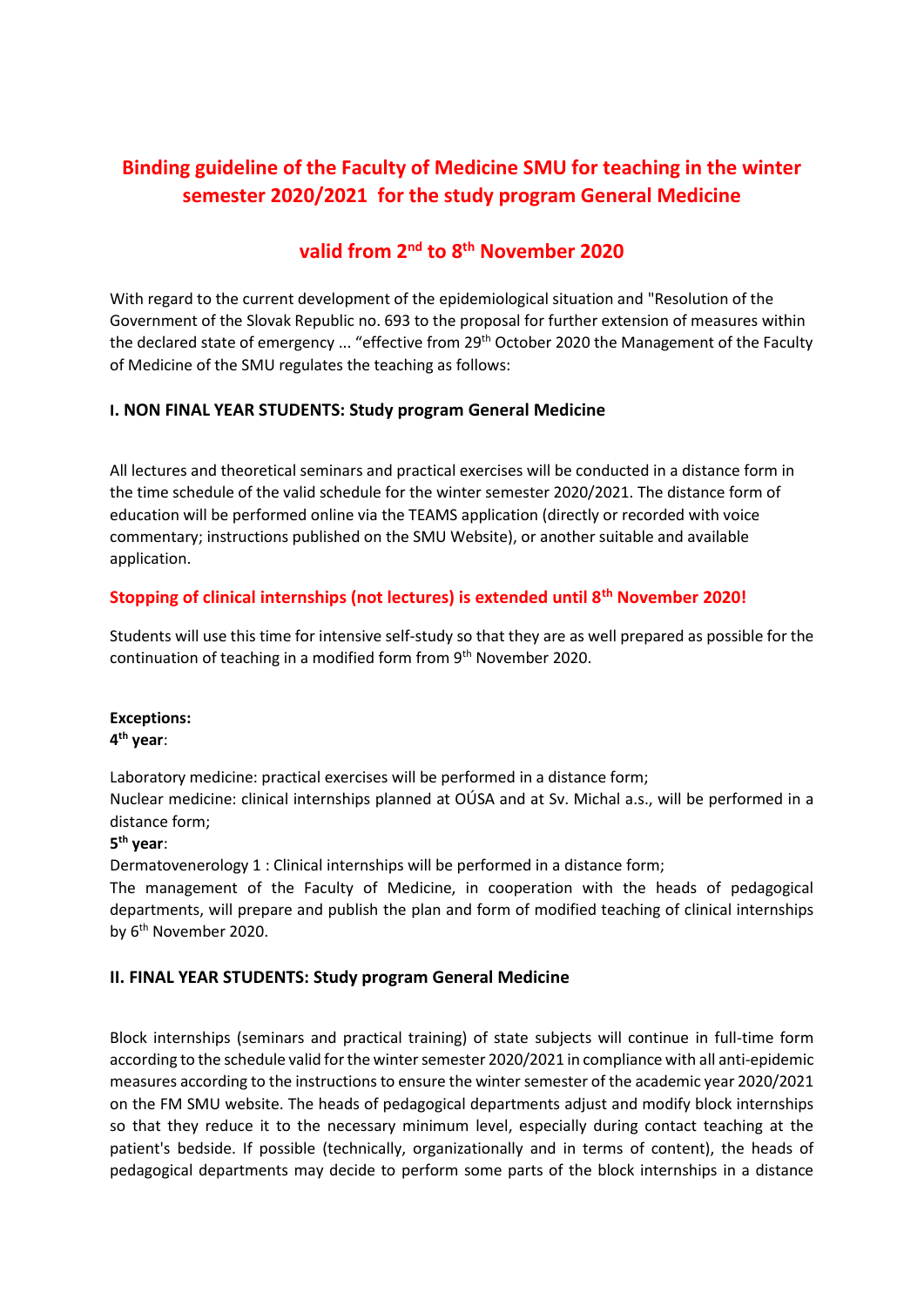# Binding guideline of the Faculty of Medicine SMU for teaching in the winter semester 2020/2021 for the study program General Medicine

## valid from 2nd to 8th November 2020

With regard to the current development of the epidemiological situation and "Resolution of the Government of the Slovak Republic no. 693 to the proposal for further extension of measures within the declared state of emergency ... "effective from 29th October 2020 the Management of the Faculty of Medicine of the SMU regulates the teaching as follows:

### I. NON FINAL YEAR STUDENTS: Study program General Medicine

All lectures and theoretical seminars and practical exercises will be conducted in a distance form in the time schedule of the valid schedule for the winter semester 2020/2021. The distance form of education will be performed online via the TEAMS application (directly or recorded with voice commentary; instructions published on the SMU Website), or another suitable and available application.

**Stopping of clinical internships (not lectures) is extended until 8th November 2020!**

Students will use this time for intensive self-study so that they are as well prepared as possible for the continuation of teaching in a modified form from 9th November 2020.

**Exceptions:**
**4th year**:

Laboratory medicine: practical exercises will be performed in a distance form;
Nuclear medicine: clinical internships planned at OÚSA and at Sv. Michal a.s., will be performed in a distance form;

**5th year**:

Dermatovenerology 1 : Clinical internships will be performed in a distance form;
The management of the Faculty of Medicine, in cooperation with the heads of pedagogical departments, will prepare and publish the plan and form of modified teaching of clinical internships by 6th November 2020.

### II. FINAL YEAR STUDENTS: Study program General Medicine

Block internships (seminars and practical training) of state subjects will continue in full-time form according to the schedule valid for the winter semester 2020/2021 in compliance with all anti-epidemic measures according to the instructions to ensure the winter semester of the academic year 2020/2021 on the FM SMU website. The heads of pedagogical departments adjust and modify block internships so that they reduce it to the necessary minimum level, especially during contact teaching at the patient's bedside. If possible (technically, organizationally and in terms of content), the heads of pedagogical departments may decide to perform some parts of the block internships in a distance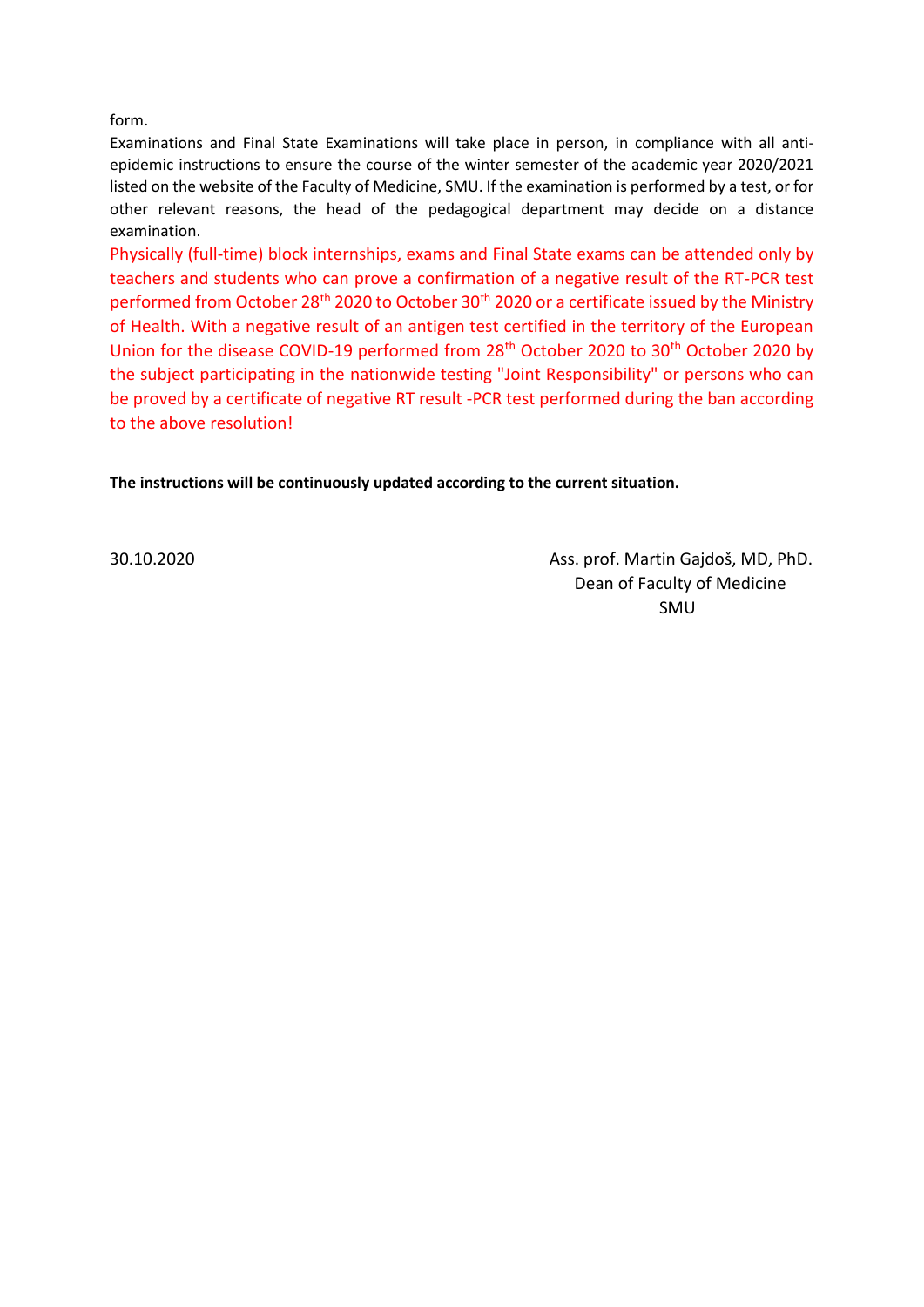form.

Examinations and Final State Examinations will take place in person, in compliance with all anti-epidemic instructions to ensure the course of the winter semester of the academic year 2020/2021 listed on the website of the Faculty of Medicine, SMU. If the examination is performed by a test, or for other relevant reasons, the head of the pedagogical department may decide on a distance examination.

Physically (full-time) block internships, exams and Final State exams can be attended only by teachers and students who can prove a confirmation of a negative result of the RT-PCR test performed from October 28th 2020 to October 30th 2020 or a certificate issued by the Ministry of Health. With a negative result of an antigen test certified in the territory of the European Union for the disease COVID-19 performed from 28th October 2020 to 30th October 2020 by the subject participating in the nationwide testing "Joint Responsibility" or persons who can be proved by a certificate of negative RT result -PCR test performed during the ban according to the above resolution!

**The instructions will be continuously updated according to the current situation.**

30.10.2020

Ass. prof. Martin Gajdoš, MD, PhD.
Dean of Faculty of Medicine
SMU